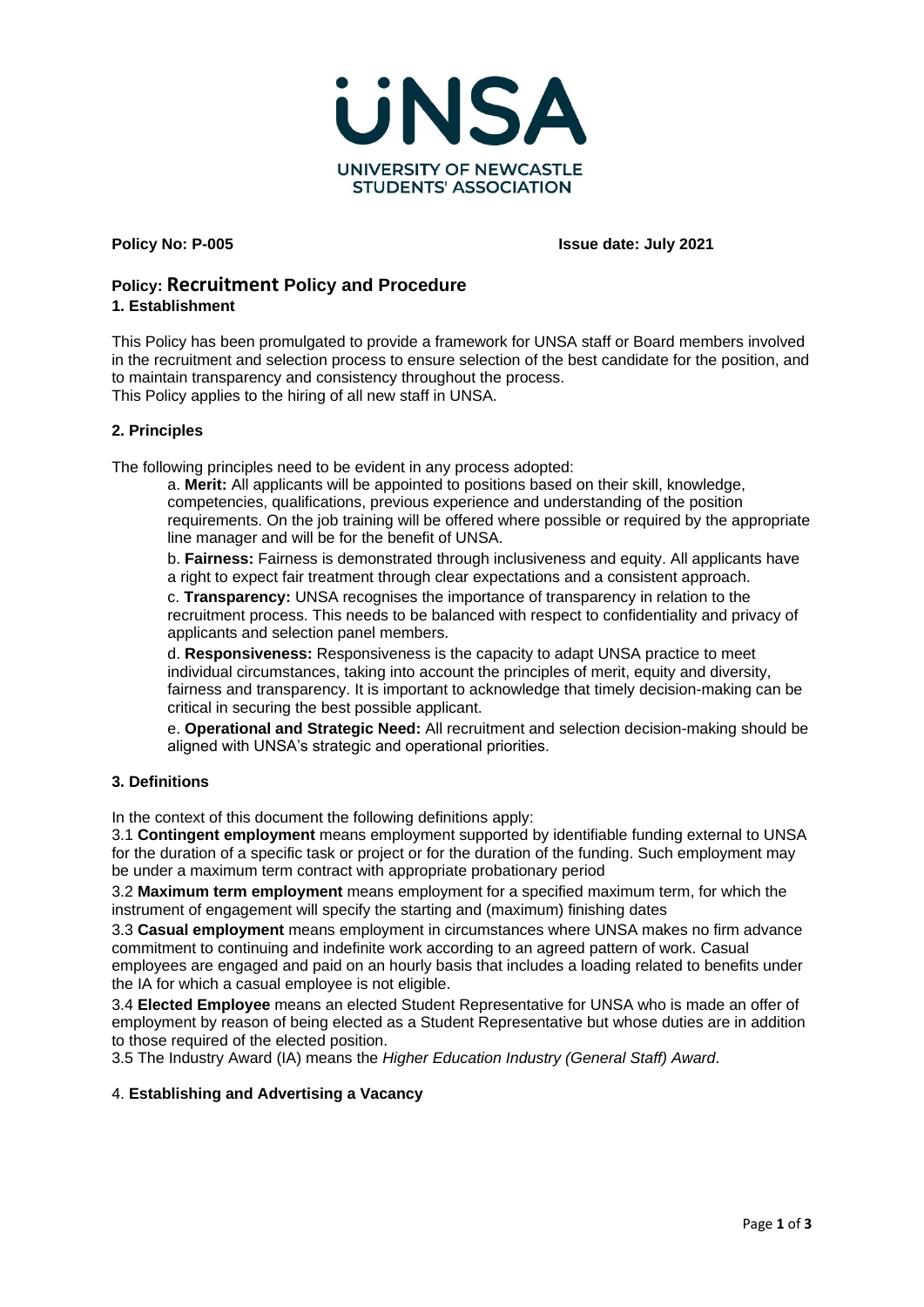ÜNSA

UNIVERSITY OF NEWCASTLE STUDENTS' ASSOCIATION

**Policy No: P-005** **Issue date: July 2021**

# Policy: Recruitment Policy and Procedure

## 1. Establishment

This Policy has been promulgated to provide a framework for UNSA staff or Board members involved in the recruitment and selection process to ensure selection of the best candidate for the position, and to maintain transparency and consistency throughout the process.
This Policy applies to the hiring of all new staff in UNSA.

## 2. Principles

The following principles need to be evident in any process adopted:

a. **Merit:** All applicants will be appointed to positions based on their skill, knowledge, competencies, qualifications, previous experience and understanding of the position requirements. On the job training will be offered where possible or required by the appropriate line manager and will be for the benefit of UNSA.

b. **Fairness:** Fairness is demonstrated through inclusiveness and equity. All applicants have a right to expect fair treatment through clear expectations and a consistent approach.

c. **Transparency:** UNSA recognises the importance of transparency in relation to the recruitment process. This needs to be balanced with respect to confidentiality and privacy of applicants and selection panel members.

d. **Responsiveness:** Responsiveness is the capacity to adapt UNSA practice to meet individual circumstances, taking into account the principles of merit, equity and diversity, fairness and transparency. It is important to acknowledge that timely decision-making can be critical in securing the best possible applicant.

e. **Operational and Strategic Need:** All recruitment and selection decision-making should be aligned with UNSA's strategic and operational priorities.

## 3. Definitions

In the context of this document the following definitions apply:

3.1 **Contingent employment** means employment supported by identifiable funding external to UNSA for the duration of a specific task or project or for the duration of the funding. Such employment may be under a maximum term contract with appropriate probationary period

3.2 **Maximum term employment** means employment for a specified maximum term, for which the instrument of engagement will specify the starting and (maximum) finishing dates

3.3 **Casual employment** means employment in circumstances where UNSA makes no firm advance commitment to continuing and indefinite work according to an agreed pattern of work. Casual employees are engaged and paid on an hourly basis that includes a loading related to benefits under the IA for which a casual employee is not eligible.

3.4 **Elected Employee** means an elected Student Representative for UNSA who is made an offer of employment by reason of being elected as a Student Representative but whose duties are in addition to those required of the elected position.

3.5 The Industry Award (IA) means the *Higher Education Industry (General Staff) Award*.

## 4. Establishing and Advertising a Vacancy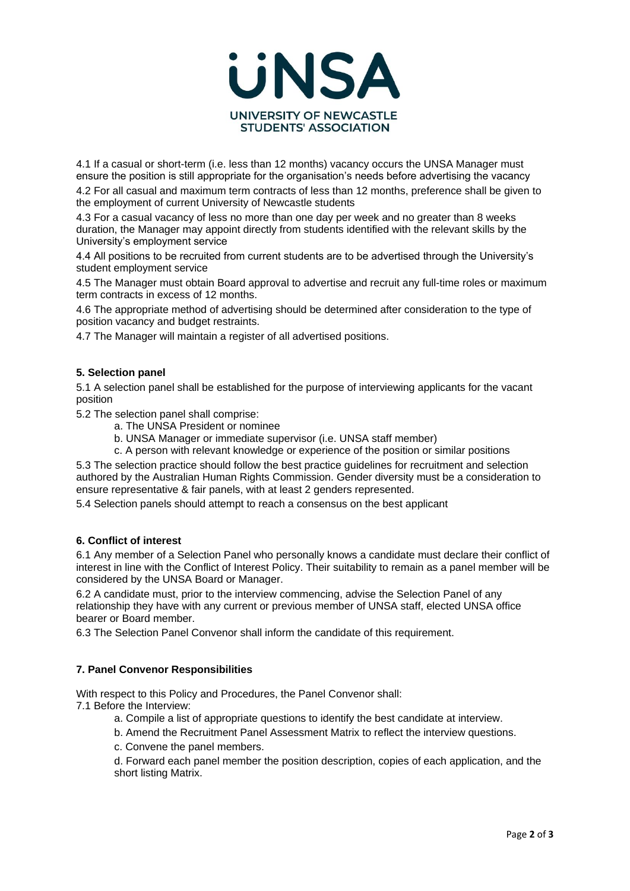4.1 If a casual or short-term (i.e. less than 12 months) vacancy occurs the UNSA Manager must ensure the position is still appropriate for the organisation's needs before advertising the vacancy

4.2 For all casual and maximum term contracts of less than 12 months, preference shall be given to the employment of current University of Newcastle students

4.3 For a casual vacancy of less no more than one day per week and no greater than 8 weeks duration, the Manager may appoint directly from students identified with the relevant skills by the University's employment service

4.4 All positions to be recruited from current students are to be advertised through the University's student employment service

4.5 The Manager must obtain Board approval to advertise and recruit any full-time roles or maximum term contracts in excess of 12 months.

4.6 The appropriate method of advertising should be determined after consideration to the type of position vacancy and budget restraints.

4.7 The Manager will maintain a register of all advertised positions.

### 5. Selection panel

5.1 A selection panel shall be established for the purpose of interviewing applicants for the vacant position

5.2 The selection panel shall comprise:

- a. The UNSA President or nominee
- b. UNSA Manager or immediate supervisor (i.e. UNSA staff member)
- c. A person with relevant knowledge or experience of the position or similar positions

5.3 The selection practice should follow the best practice guidelines for recruitment and selection authored by the Australian Human Rights Commission. Gender diversity must be a consideration to ensure representative & fair panels, with at least 2 genders represented.

5.4 Selection panels should attempt to reach a consensus on the best applicant

### 6. Conflict of interest

6.1 Any member of a Selection Panel who personally knows a candidate must declare their conflict of interest in line with the Conflict of Interest Policy. Their suitability to remain as a panel member will be considered by the UNSA Board or Manager.

6.2 A candidate must, prior to the interview commencing, advise the Selection Panel of any relationship they have with any current or previous member of UNSA staff, elected UNSA office bearer or Board member.

6.3 The Selection Panel Convenor shall inform the candidate of this requirement.

### 7. Panel Convenor Responsibilities

With respect to this Policy and Procedures, the Panel Convenor shall:

7.1 Before the Interview:

- a. Compile a list of appropriate questions to identify the best candidate at interview.
- b. Amend the Recruitment Panel Assessment Matrix to reflect the interview questions.
- c. Convene the panel members.
- d. Forward each panel member the position description, copies of each application, and the short listing Matrix.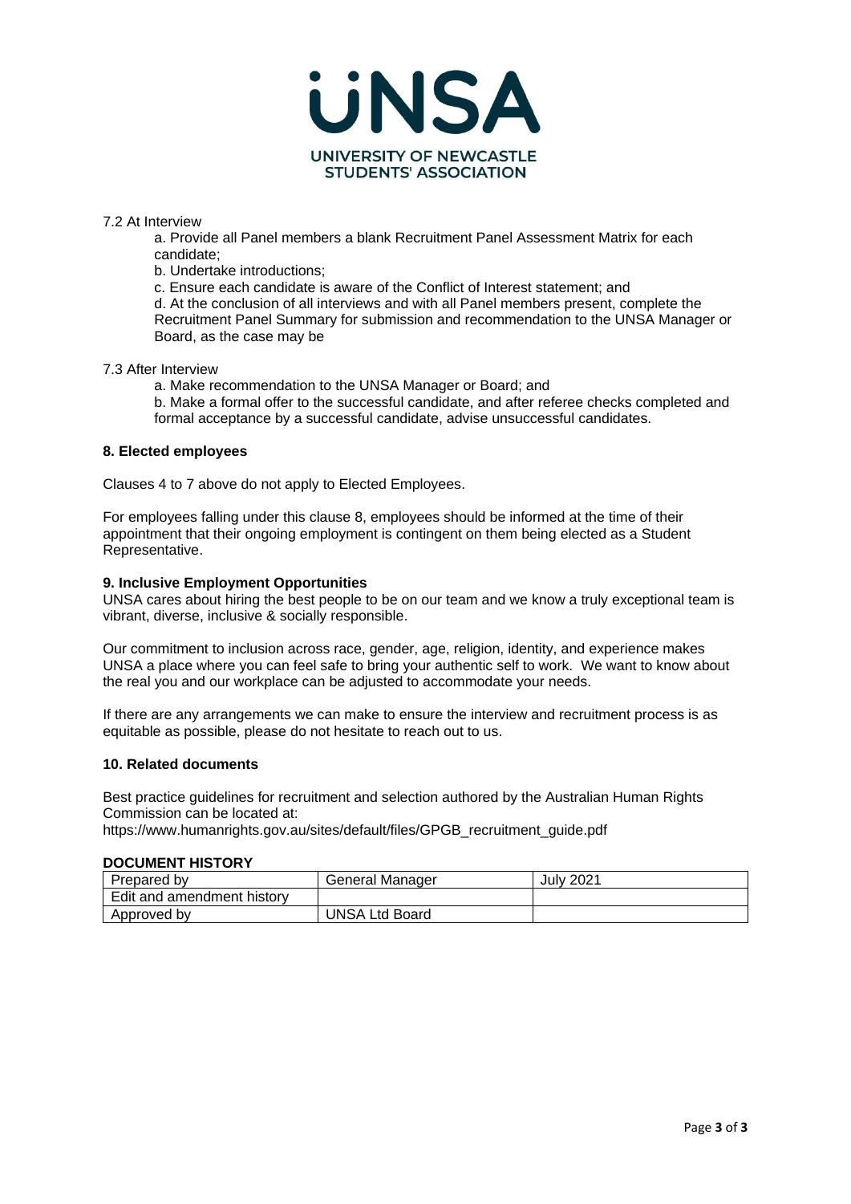7.2 At Interview

a. Provide all Panel members a blank Recruitment Panel Assessment Matrix for each candidate;

b. Undertake introductions;

c. Ensure each candidate is aware of the Conflict of Interest statement; and

d. At the conclusion of all interviews and with all Panel members present, complete the Recruitment Panel Summary for submission and recommendation to the UNSA Manager or Board, as the case may be

7.3 After Interview

a. Make recommendation to the UNSA Manager or Board; and

b. Make a formal offer to the successful candidate, and after referee checks completed and formal acceptance by a successful candidate, advise unsuccessful candidates.

**8. Elected employees**

Clauses 4 to 7 above do not apply to Elected Employees.

For employees falling under this clause 8, employees should be informed at the time of their appointment that their ongoing employment is contingent on them being elected as a Student Representative.

**9. Inclusive Employment Opportunities**

UNSA cares about hiring the best people to be on our team and we know a truly exceptional team is vibrant, diverse, inclusive & socially responsible.

Our commitment to inclusion across race, gender, age, religion, identity, and experience makes UNSA a place where you can feel safe to bring your authentic self to work. We want to know about the real you and our workplace can be adjusted to accommodate your needs.

If there are any arrangements we can make to ensure the interview and recruitment process is as equitable as possible, please do not hesitate to reach out to us.

**10. Related documents**

Best practice guidelines for recruitment and selection authored by the Australian Human Rights Commission can be located at:
https://www.humanrights.gov.au/sites/default/files/GPGB_recruitment_guide.pdf

**DOCUMENT HISTORY**

| | | |
|---|---|---|
| Prepared by | General Manager | July 2021 |
| Edit and amendment history | | |
| Approved by | UNSA Ltd Board | |